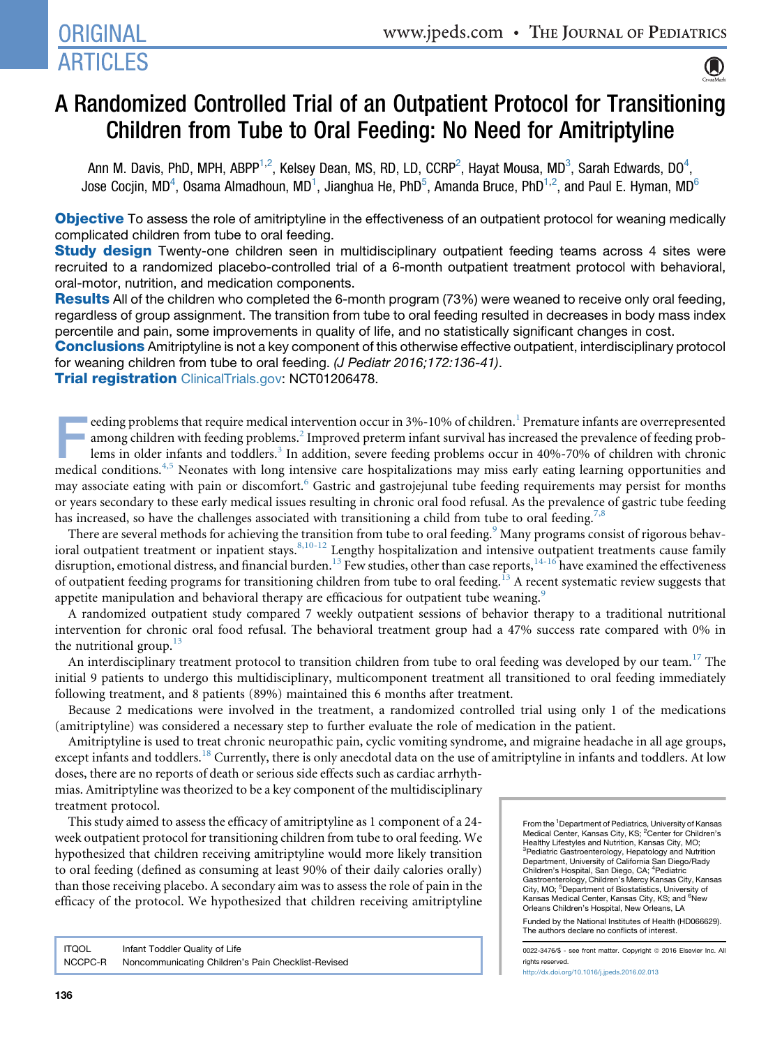# A Randomized Controlled Trial of an Outpatient Protocol for Transitioning Children from Tube to Oral Feeding: No Need for Amitriptyline

Ann M. Davis, PhD, MPH, ABPP[1,2], Kelsey Dean, MS, RD, LD, CCRP[2], Hayat Mousa, MD[3], Sarah Edwards, DO[4], Jose Cocjin, MD[4], Osama Almadhoun, MD[1], Jianghua He, PhD[5], Amanda Bruce, PhD[1,2], and Paul E. Hyman, MD[6]

**Objective** To assess the role of amitriptyline in the effectiveness of an outpatient protocol for weaning medically complicated children from tube to oral feeding.

**Study design** Twenty-one children seen in multidisciplinary outpatient feeding teams across 4 sites were recruited to a randomized placebo-controlled trial of a 6-month outpatient treatment protocol with behavioral, oral-motor, nutrition, and medication components.

**Results** All of the children who completed the 6-month program (73%) were weaned to receive only oral feeding, regardless of group assignment. The transition from tube to oral feeding resulted in decreases in body mass index percentile and pain, some improvements in quality of life, and no statistically significant changes in cost.

**Conclusions** Amitriptyline is not a key component of this otherwise effective outpatient, interdisciplinary protocol for weaning children from tube to oral feeding. *(J Pediatr 2016;172:136-41)*.

**Trial registration** ClinicalTrials.gov: NCT01206478.

Feeding problems that require medical intervention occur in 3%-10% of children.[1] Premature infants are overrepresented among children with feeding problems.[2] Improved preterm infant survival has increased the prevalence of feeding problems in older infants and toddlers.[3] In addition, severe feeding problems occur in 40%-70% of children with chronic medical conditions.[4,5] Neonates with long intensive care hospitalizations may miss early eating learning opportunities and may associate eating with pain or discomfort.[6] Gastric and gastrojejunal tube feeding requirements may persist for months or years secondary to these early medical issues resulting in chronic oral food refusal. As the prevalence of gastric tube feeding has increased, so have the challenges associated with transitioning a child from tube to oral feeding.[7,8]

There are several methods for achieving the transition from tube to oral feeding.[9] Many programs consist of rigorous behavioral outpatient treatment or inpatient stays.[8,10-12] Lengthy hospitalization and intensive outpatient treatments cause family disruption, emotional distress, and financial burden.[13] Few studies, other than case reports,[14-16] have examined the effectiveness of outpatient feeding programs for transitioning children from tube to oral feeding.[13] A recent systematic review suggests that appetite manipulation and behavioral therapy are efficacious for outpatient tube weaning.[9]

A randomized outpatient study compared 7 weekly outpatient sessions of behavior therapy to a traditional nutritional intervention for chronic oral food refusal. The behavioral treatment group had a 47% success rate compared with 0% in the nutritional group.[13]

An interdisciplinary treatment protocol to transition children from tube to oral feeding was developed by our team.[17] The initial 9 patients to undergo this multidisciplinary, multicomponent treatment all transitioned to oral feeding immediately following treatment, and 8 patients (89%) maintained this 6 months after treatment.

Because 2 medications were involved in the treatment, a randomized controlled trial using only 1 of the medications (amitriptyline) was considered a necessary step to further evaluate the role of medication in the patient.

Amitriptyline is used to treat chronic neuropathic pain, cyclic vomiting syndrome, and migraine headache in all age groups, except infants and toddlers.[18] Currently, there is only anecdotal data on the use of amitriptyline in infants and toddlers. At low doses, there are no reports of death or serious side effects such as cardiac arrhythmias. Amitriptyline was theorized to be a key component of the multidisciplinary treatment protocol.

This study aimed to assess the efficacy of amitriptyline as 1 component of a 24-week outpatient protocol for transitioning children from tube to oral feeding. We hypothesized that children receiving amitriptyline would more likely transition to oral feeding (defined as consuming at least 90% of their daily calories orally) than those receiving placebo. A secondary aim was to assess the role of pain in the efficacy of the protocol. We hypothesized that children receiving amitriptyline

| | |
|---|---|
| ITQOL | Infant Toddler Quality of Life |
| NCCPC-R | Noncommunicating Children's Pain Checklist-Revised |

From the [1]Department of Pediatrics, University of Kansas Medical Center, Kansas City, KS; [2]Center for Children's Healthy Lifestyles and Nutrition, Kansas City, MO; [3]Pediatric Gastroenterology, Hepatology and Nutrition Department, University of California San Diego/Rady Children's Hospital, San Diego, CA; [4]Pediatric Gastroenterology, Children's Mercy Kansas City, Kansas City, MO; [5]Department of Biostatistics, University of Kansas Medical Center, Kansas City, KS; and [6]New Orleans Children's Hospital, New Orleans, LA

Funded by the National Institutes of Health (HD066629). The authors declare no conflicts of interest.

0022-3476/$ - see front matter. Copyright © 2016 Elsevier Inc. All rights reserved.
http://dx.doi.org/10.1016/j.jpeds.2016.02.013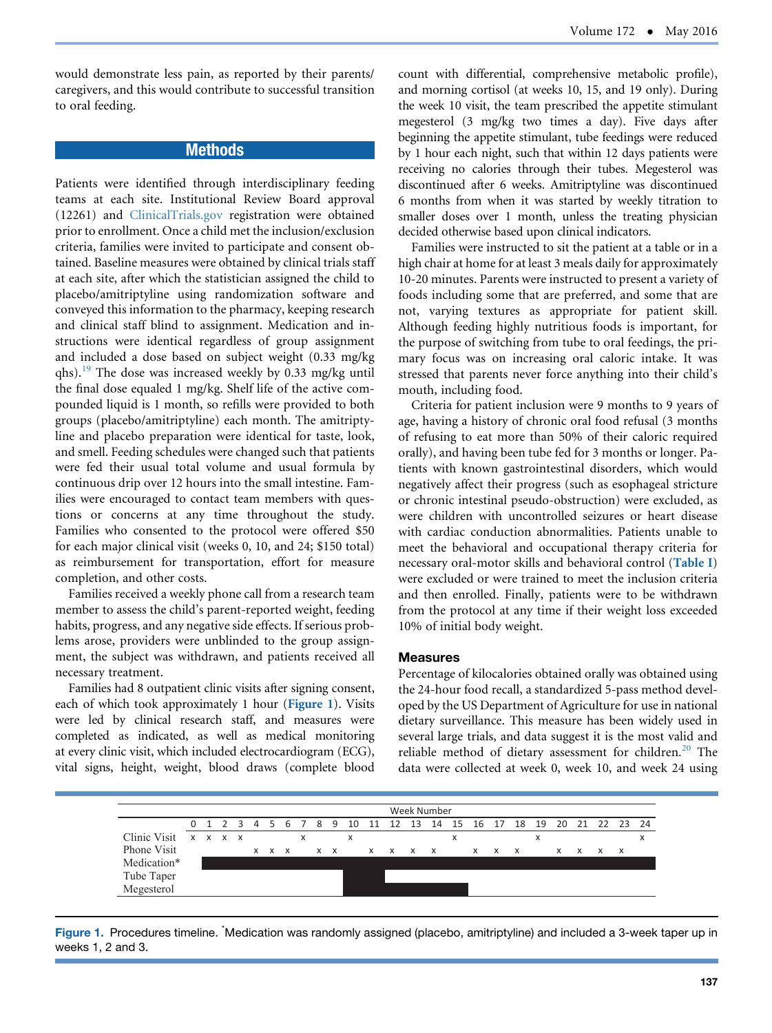would demonstrate less pain, as reported by their parents/caregivers, and this would contribute to successful transition to oral feeding.

## Methods

Patients were identified through interdisciplinary feeding teams at each site. Institutional Review Board approval (12261) and ClinicalTrials.gov registration were obtained prior to enrollment. Once a child met the inclusion/exclusion criteria, families were invited to participate and consent obtained. Baseline measures were obtained by clinical trials staff at each site, after which the statistician assigned the child to placebo/amitriptyline using randomization software and conveyed this information to the pharmacy, keeping research and clinical staff blind to assignment. Medication and instructions were identical regardless of group assignment and included a dose based on subject weight (0.33 mg/kg qhs).[19] The dose was increased weekly by 0.33 mg/kg until the final dose equaled 1 mg/kg. Shelf life of the active compounded liquid is 1 month, so refills were provided to both groups (placebo/amitriptyline) each month. The amitriptyline and placebo preparation were identical for taste, look, and smell. Feeding schedules were changed such that patients were fed their usual total volume and usual formula by continuous drip over 12 hours into the small intestine. Families were encouraged to contact team members with questions or concerns at any time throughout the study. Families who consented to the protocol were offered $50 for each major clinical visit (weeks 0, 10, and 24; $150 total) as reimbursement for transportation, effort for measure completion, and other costs.

Families received a weekly phone call from a research team member to assess the child's parent-reported weight, feeding habits, progress, and any negative side effects. If serious problems arose, providers were unblinded to the group assignment, the subject was withdrawn, and patients received all necessary treatment.

Families had 8 outpatient clinic visits after signing consent, each of which took approximately 1 hour (Figure 1). Visits were led by clinical research staff, and measures were completed as indicated, as well as medical monitoring at every clinic visit, which included electrocardiogram (ECG), vital signs, height, weight, blood draws (complete blood count with differential, comprehensive metabolic profile), and morning cortisol (at weeks 10, 15, and 19 only). During the week 10 visit, the team prescribed the appetite stimulant megesterol (3 mg/kg two times a day). Five days after beginning the appetite stimulant, tube feedings were reduced by 1 hour each night, such that within 12 days patients were receiving no calories through their tubes. Megesterol was discontinued after 6 weeks. Amitriptyline was discontinued 6 months from when it was started by weekly titration to smaller doses over 1 month, unless the treating physician decided otherwise based upon clinical indicators.

Families were instructed to sit the patient at a table or in a high chair at home for at least 3 meals daily for approximately 10-20 minutes. Parents were instructed to present a variety of foods including some that are preferred, and some that are not, varying textures as appropriate for patient skill. Although feeding highly nutritious foods is important, for the purpose of switching from tube to oral feedings, the primary focus was on increasing oral caloric intake. It was stressed that parents never force anything into their child's mouth, including food.

Criteria for patient inclusion were 9 months to 9 years of age, having a history of chronic oral food refusal (3 months of refusing to eat more than 50% of their caloric required orally), and having been tube fed for 3 months or longer. Patients with known gastrointestinal disorders, which would negatively affect their progress (such as esophageal stricture or chronic intestinal pseudo-obstruction) were excluded, as were children with uncontrolled seizures or heart disease with cardiac conduction abnormalities. Patients unable to meet the behavioral and occupational therapy criteria for necessary oral-motor skills and behavioral control (Table I) were excluded or were trained to meet the inclusion criteria and then enrolled. Finally, patients were to be withdrawn from the protocol at any time if their weight loss exceeded 10% of initial body weight.

### Measures

Percentage of kilocalories obtained orally was obtained using the 24-hour food recall, a standardized 5-pass method developed by the US Department of Agriculture for use in national dietary surveillance. This measure has been widely used in several large trials, and data suggest it is the most valid and reliable method of dietary assessment for children.[20] The data were collected at week 0, week 10, and week 24 using

| Week Number | 0 | 1 | 2 | 3 | 4 | 5 | 6 | 7 | 8 | 9 | 10 | 11 | 12 | 13 | 14 | 15 | 16 | 17 | 18 | 19 | 20 | 21 | 22 | 23 | 24 |
|---|---|---|---|---|---|---|---|---|---|---|---|---|---|---|---|---|---|---|---|---|---|---|---|---|---|
| Clinic Visit | x | x | x | x | | | | x | | | x | | | | | x | | | | x | | | | | x |
| Phone Visit | | | | | x | x | x | | x | x | | x | x | x | x | | x | x | x | | x | x | x | x | |
| Medication* | | ■ | ■ | ■ | ■ | ■ | ■ | ■ | ■ | ■ | ■ | ■ | ■ | ■ | ■ | ■ | ■ | ■ | ■ | ■ | ■ | ■ | ■ | ■ | ■ |
| Tube Taper | | | | | | | | | | | ■ | ■ | | | | | | | | | | | | | |
| Megesterol | | | | | | | | | | | ■ | ■ | ■ | ■ | ■ | ■ | | | | | | | | | |

Figure 1. Procedures timeline. *Medication was randomly assigned (placebo, amitriptyline) and included a 3-week taper up in weeks 1, 2 and 3.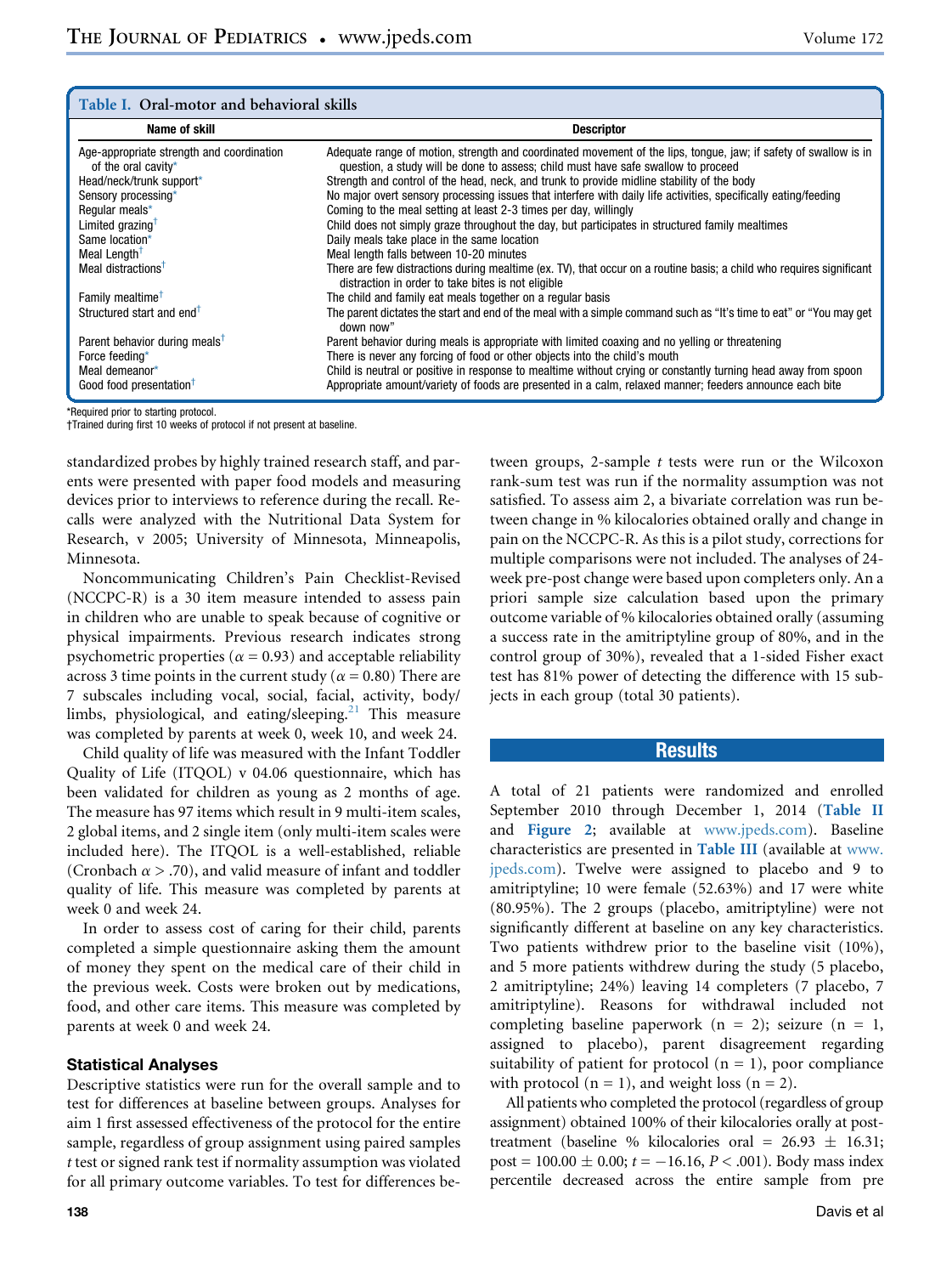**Table I. Oral-motor and behavioral skills**

| Name of skill | Descriptor |
|---|---|
| Age-appropriate strength and coordination of the oral cavity* | Adequate range of motion, strength and coordinated movement of the lips, tongue, jaw; if safety of swallow is in question, a study will be done to assess; child must have safe swallow to proceed |
| Head/neck/trunk support* | Strength and control of the head, neck, and trunk to provide midline stability of the body |
| Sensory processing* | No major overt sensory processing issues that interfere with daily life activities, specifically eating/feeding |
| Regular meals* | Coming to the meal setting at least 2-3 times per day, willingly |
| Limited grazing† | Child does not simply graze throughout the day, but participates in structured family mealtimes |
| Same location* | Daily meals take place in the same location |
| Meal Length† | Meal length falls between 10-20 minutes |
| Meal distractions† | There are few distractions during mealtime (ex. TV), that occur on a routine basis; a child who requires significant distraction in order to take bites is not eligible |
| Family mealtime† | The child and family eat meals together on a regular basis |
| Structured start and end† | The parent dictates the start and end of the meal with a simple command such as "It's time to eat" or "You may get down now" |
| Parent behavior during meals† | Parent behavior during meals is appropriate with limited coaxing and no yelling or threatening |
| Force feeding* | There is never any forcing of food or other objects into the child's mouth |
| Meal demeanor* | Child is neutral or positive in response to mealtime without crying or constantly turning head away from spoon |
| Good food presentation† | Appropriate amount/variety of foods are presented in a calm, relaxed manner; feeders announce each bite |

*Required prior to starting protocol.
†Trained during first 10 weeks of protocol if not present at baseline.

standardized probes by highly trained research staff, and parents were presented with paper food models and measuring devices prior to interviews to reference during the recall. Recalls were analyzed with the Nutritional Data System for Research, v 2005; University of Minnesota, Minneapolis, Minnesota.

Noncommunicating Children's Pain Checklist-Revised (NCCPC-R) is a 30 item measure intended to assess pain in children who are unable to speak because of cognitive or physical impairments. Previous research indicates strong psychometric properties ($\alpha = 0.93$) and acceptable reliability across 3 time points in the current study ($\alpha = 0.80$) There are 7 subscales including vocal, social, facial, activity, body/limbs, physiological, and eating/sleeping.[21] This measure was completed by parents at week 0, week 10, and week 24.

Child quality of life was measured with the Infant Toddler Quality of Life (ITQOL) v 04.06 questionnaire, which has been validated for children as young as 2 months of age. The measure has 97 items which result in 9 multi-item scales, 2 global items, and 2 single item (only multi-item scales were included here). The ITQOL is a well-established, reliable (Cronbach $\alpha > .70$), and valid measure of infant and toddler quality of life. This measure was completed by parents at week 0 and week 24.

In order to assess cost of caring for their child, parents completed a simple questionnaire asking them the amount of money they spent on the medical care of their child in the previous week. Costs were broken out by medications, food, and other care items. This measure was completed by parents at week 0 and week 24.

### Statistical Analyses

Descriptive statistics were run for the overall sample and to test for differences at baseline between groups. Analyses for aim 1 first assessed effectiveness of the protocol for the entire sample, regardless of group assignment using paired samples $t$ test or signed rank test if normality assumption was violated for all primary outcome variables. To test for differences between groups, 2-sample $t$ tests were run or the Wilcoxon rank-sum test was run if the normality assumption was not satisfied. To assess aim 2, a bivariate correlation was run between change in % kilocalories obtained orally and change in pain on the NCCPC-R. As this is a pilot study, corrections for multiple comparisons were not included. The analyses of 24-week pre-post change were based upon completers only. An a priori sample size calculation based upon the primary outcome variable of % kilocalories obtained orally (assuming a success rate in the amitriptyline group of 80%, and in the control group of 30%), revealed that a 1-sided Fisher exact test has 81% power of detecting the difference with 15 subjects in each group (total 30 patients).

## Results

A total of 21 patients were randomized and enrolled September 2010 through December 1, 2014 (**Table II** and **Figure 2**; available at www.jpeds.com). Baseline characteristics are presented in **Table III** (available at www.jpeds.com). Twelve were assigned to placebo and 9 to amitriptyline; 10 were female (52.63%) and 17 were white (80.95%). The 2 groups (placebo, amitriptyline) were not significantly different at baseline on any key characteristics. Two patients withdrew prior to the baseline visit (10%), and 5 more patients withdrew during the study (5 placebo, 2 amitriptyline; 24%) leaving 14 completers (7 placebo, 7 amitriptyline). Reasons for withdrawal included not completing baseline paperwork (n = 2); seizure (n = 1, assigned to placebo), parent disagreement regarding suitability of patient for protocol (n = 1), poor compliance with protocol (n = 1), and weight loss (n = 2).

All patients who completed the protocol (regardless of group assignment) obtained 100% of their kilocalories orally at post-treatment (baseline % kilocalories oral = 26.93 $\pm$ 16.31; post = 100.00 $\pm$ 0.00; $t = -16.16$, $P < .001$). Body mass index percentile decreased across the entire sample from pre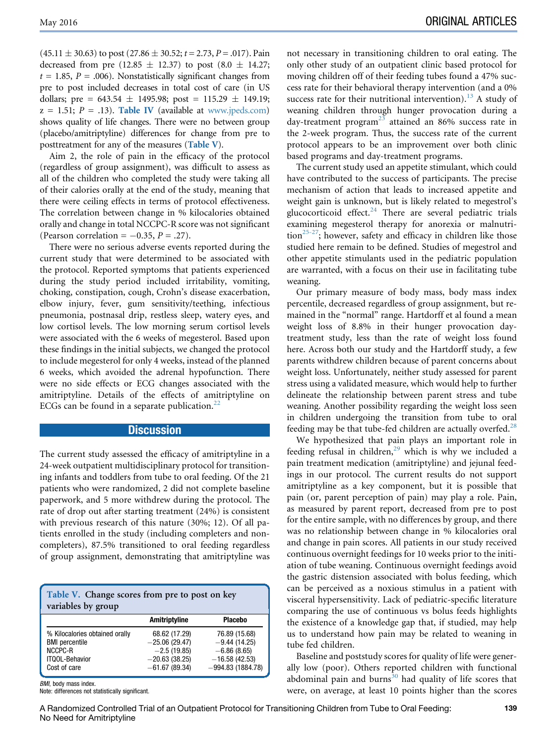(45.11 ± 30.63) to post (27.86 ± 30.52; $t = 2.73$, $P = .017$). Pain decreased from pre (12.85 ± 12.37) to post (8.0 ± 14.27; $t = 1.85$, $P = .006$). Nonstatistically significant changes from pre to post included decreases in total cost of care (in US dollars; pre = 643.54 ± 1495.98; post = 115.29 ± 149.19; $z = 1.51$; $P = .13$). **Table IV** (available at www.jpeds.com) shows quality of life changes. There were no between group (placebo/amitriptyline) differences for change from pre to posttreatment for any of the measures (**Table V**).

Aim 2, the role of pain in the efficacy of the protocol (regardless of group assignment), was difficult to assess as all of the children who completed the study were taking all of their calories orally at the end of the study, meaning that there were ceiling effects in terms of protocol effectiveness. The correlation between change in % kilocalories obtained orally and change in total NCCPC-R score was not significant (Pearson correlation = −0.35, $P = .27$).

There were no serious adverse events reported during the current study that were determined to be associated with the protocol. Reported symptoms that patients experienced during the study period included irritability, vomiting, choking, constipation, cough, Crohn's disease exacerbation, elbow injury, fever, gum sensitivity/teething, infectious pneumonia, postnasal drip, restless sleep, watery eyes, and low cortisol levels. The low morning serum cortisol levels were associated with the 6 weeks of megesterol. Based upon these findings in the initial subjects, we changed the protocol to include megesterol for only 4 weeks, instead of the planned 6 weeks, which avoided the adrenal hypofunction. There were no side effects or ECG changes associated with the amitriptyline. Details of the effects of amitriptyline on ECGs can be found in a separate publication.[22]

## Discussion

The current study assessed the efficacy of amitriptyline in a 24-week outpatient multidisciplinary protocol for transitioning infants and toddlers from tube to oral feeding. Of the 21 patients who were randomized, 2 did not complete baseline paperwork, and 5 more withdrew during the protocol. The rate of drop out after starting treatment (24%) is consistent with previous research of this nature (30%; 12). Of all patients enrolled in the study (including completers and noncompleters), 87.5% transitioned to oral feeding regardless of group assignment, demonstrating that amitriptyline was not necessary in transitioning children to oral eating. The only other study of an outpatient clinic based protocol for moving children off of their feeding tubes found a 47% success rate for their behavioral therapy intervention (and a 0% success rate for their nutritional intervention).[13] A study of weaning children through hunger provocation during a day-treatment program[23] attained an 86% success rate in the 2-week program. Thus, the success rate of the current protocol appears to be an improvement over both clinic based programs and day-treatment programs.

**Table V. Change scores from pre to post on key variables by group**

| | Amitriptyline | Placebo |
|---|---|---|
| % Kilocalories obtained orally | 68.62 (17.29) | 76.89 (15.68) |
| BMI percentile | −25.06 (29.47) | −9.44 (14.25) |
| NCCPC-R | −2.5 (19.85) | −6.86 (8.65) |
| ITQOL-Behavior | −20.63 (38.25) | −16.58 (42.53) |
| Cost of care | −61.67 (89.34) | −994.83 (1884.78) |

*BMI*, body mass index.
Note: differences not statistically significant.

The current study used an appetite stimulant, which could have contributed to the success of participants. The precise mechanism of action that leads to increased appetite and weight gain is unknown, but is likely related to megestrol's glucocorticoid effect.[24] There are several pediatric trials examining megesterol therapy for anorexia or malnutrition[25-27]; however, safety and efficacy in children like those studied here remain to be defined. Studies of megestrol and other appetite stimulants used in the pediatric population are warranted, with a focus on their use in facilitating tube weaning.

Our primary measure of body mass, body mass index percentile, decreased regardless of group assignment, but remained in the "normal" range. Hartdorff et al found a mean weight loss of 8.8% in their hunger provocation day-treatment study, less than the rate of weight loss found here. Across both our study and the Hartdorff study, a few parents withdrew children because of parent concerns about weight loss. Unfortunately, neither study assessed for parent stress using a validated measure, which would help to further delineate the relationship between parent stress and tube weaning. Another possibility regarding the weight loss seen in children undergoing the transition from tube to oral feeding may be that tube-fed children are actually overfed.[28]

We hypothesized that pain plays an important role in feeding refusal in children,[29] which is why we included a pain treatment medication (amitriptyline) and jejunal feedings in our protocol. The current results do not support amitriptyline as a key component, but it is possible that pain (or, parent perception of pain) may play a role. Pain, as measured by parent report, decreased from pre to post for the entire sample, with no differences by group, and there was no relationship between change in % kilocalories oral and change in pain scores. All patients in our study received continuous overnight feedings for 10 weeks prior to the initiation of tube weaning. Continuous overnight feedings avoid the gastric distension associated with bolus feeding, which can be perceived as a noxious stimulus in a patient with visceral hypersensitivity. Lack of pediatric-specific literature comparing the use of continuous vs bolus feeds highlights the existence of a knowledge gap that, if studied, may help us to understand how pain may be related to weaning in tube fed children.

Baseline and poststudy scores for quality of life were generally low (poor). Others reported children with functional abdominal pain and burns[30] had quality of life scores that were, on average, at least 10 points higher than the scores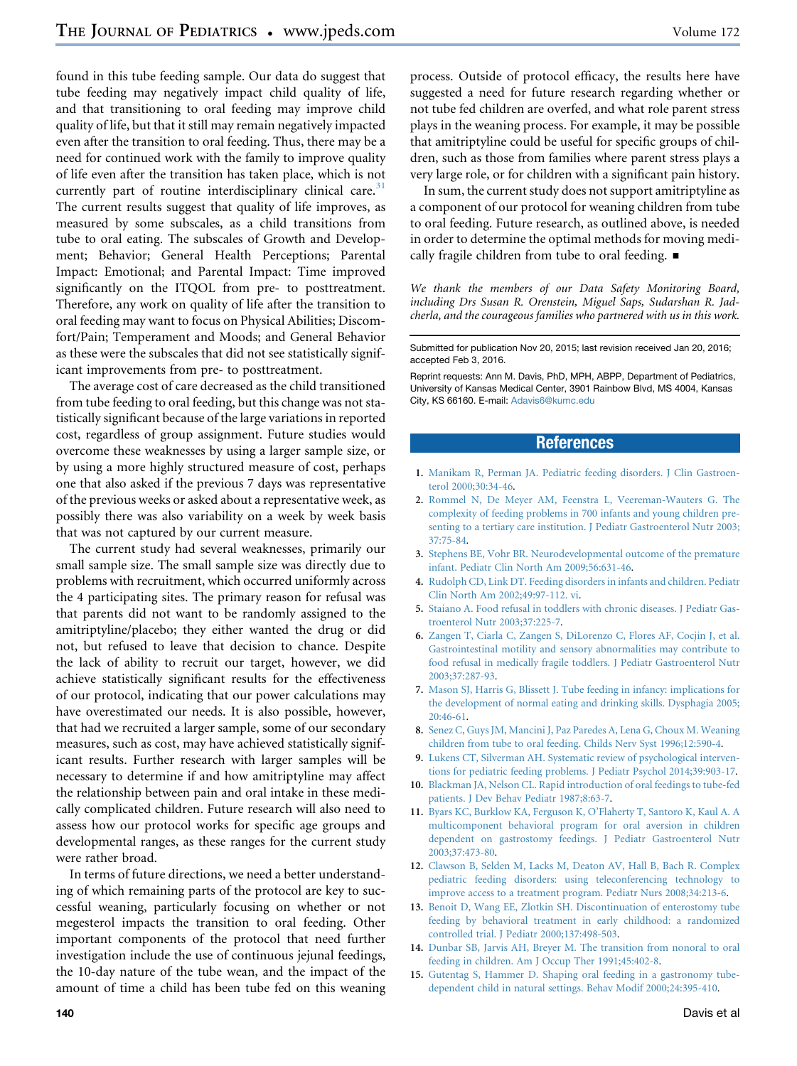found in this tube feeding sample. Our data do suggest that tube feeding may negatively impact child quality of life, and that transitioning to oral feeding may improve child quality of life, but that it still may remain negatively impacted even after the transition to oral feeding. Thus, there may be a need for continued work with the family to improve quality of life even after the transition has taken place, which is not currently part of routine interdisciplinary clinical care.[31] The current results suggest that quality of life improves, as measured by some subscales, as a child transitions from tube to oral eating. The subscales of Growth and Development; Behavior; General Health Perceptions; Parental Impact: Emotional; and Parental Impact: Time improved significantly on the ITQOL from pre- to posttreatment. Therefore, any work on quality of life after the transition to oral feeding may want to focus on Physical Abilities; Discomfort/Pain; Temperament and Moods; and General Behavior as these were the subscales that did not see statistically significant improvements from pre- to posttreatment.

The average cost of care decreased as the child transitioned from tube feeding to oral feeding, but this change was not statistically significant because of the large variations in reported cost, regardless of group assignment. Future studies would overcome these weaknesses by using a larger sample size, or by using a more highly structured measure of cost, perhaps one that also asked if the previous 7 days was representative of the previous weeks or asked about a representative week, as possibly there was also variability on a week by week basis that was not captured by our current measure.

The current study had several weaknesses, primarily our small sample size. The small sample size was directly due to problems with recruitment, which occurred uniformly across the 4 participating sites. The primary reason for refusal was that parents did not want to be randomly assigned to the amitriptyline/placebo; they either wanted the drug or did not, but refused to leave that decision to chance. Despite the lack of ability to recruit our target, however, we did achieve statistically significant results for the effectiveness of our protocol, indicating that our power calculations may have overestimated our needs. It is also possible, however, that had we recruited a larger sample, some of our secondary measures, such as cost, may have achieved statistically significant results. Further research with larger samples will be necessary to determine if and how amitriptyline may affect the relationship between pain and oral intake in these medically complicated children. Future research will also need to assess how our protocol works for specific age groups and developmental ranges, as these ranges for the current study were rather broad.

In terms of future directions, we need a better understanding of which remaining parts of the protocol are key to successful weaning, particularly focusing on whether or not megesterol impacts the transition to oral feeding. Other important components of the protocol that need further investigation include the use of continuous jejunal feedings, the 10-day nature of the tube wean, and the impact of the amount of time a child has been tube fed on this weaning process. Outside of protocol efficacy, the results here have suggested a need for future research regarding whether or not tube fed children are overfed, and what role parent stress plays in the weaning process. For example, it may be possible that amitriptyline could be useful for specific groups of children, such as those from families where parent stress plays a very large role, or for children with a significant pain history.

In sum, the current study does not support amitriptyline as a component of our protocol for weaning children from tube to oral feeding. Future research, as outlined above, is needed in order to determine the optimal methods for moving medically fragile children from tube to oral feeding. ■

*We thank the members of our Data Safety Monitoring Board, including Drs Susan R. Orenstein, Miguel Saps, Sudarshan R. Jadcherla, and the courageous families who partnered with us in this work.*

Submitted for publication Nov 20, 2015; last revision received Jan 20, 2016; accepted Feb 3, 2016.

Reprint requests: Ann M. Davis, PhD, MPH, ABPP, Department of Pediatrics, University of Kansas Medical Center, 3901 Rainbow Blvd, MS 4004, Kansas City, KS 66160. E-mail: Adavis6@kumc.edu

## References

1. Manikam R, Perman JA. Pediatric feeding disorders. J Clin Gastroenterol 2000;30:34-46.
2. Rommel N, De Meyer AM, Feenstra L, Veereman-Wauters G. The complexity of feeding problems in 700 infants and young children presenting to a tertiary care institution. J Pediatr Gastroenterol Nutr 2003;37:75-84.
3. Stephens BE, Vohr BR. Neurodevelopmental outcome of the premature infant. Pediatr Clin North Am 2009;56:631-46.
4. Rudolph CD, Link DT. Feeding disorders in infants and children. Pediatr Clin North Am 2002;49:97-112. vi.
5. Staiano A. Food refusal in toddlers with chronic diseases. J Pediatr Gastroenterol Nutr 2003;37:225-7.
6. Zangen T, Ciarla C, Zangen S, DiLorenzo C, Flores AF, Cocjin J, et al. Gastrointestinal motility and sensory abnormalities may contribute to food refusal in medically fragile toddlers. J Pediatr Gastroenterol Nutr 2003;37:287-93.
7. Mason SJ, Harris G, Blissett J. Tube feeding in infancy: implications for the development of normal eating and drinking skills. Dysphagia 2005;20:46-61.
8. Senez C, Guys JM, Mancini J, Paz Paredes A, Lena G, Choux M. Weaning children from tube to oral feeding. Childs Nerv Syst 1996;12:590-4.
9. Lukens CT, Silverman AH. Systematic review of psychological interventions for pediatric feeding problems. J Pediatr Psychol 2014;39:903-17.
10. Blackman JA, Nelson CL. Rapid introduction of oral feedings to tube-fed patients. J Dev Behav Pediatr 1987;8:63-7.
11. Byars KC, Burklow KA, Ferguson K, O'Flaherty T, Santoro K, Kaul A. A multicomponent behavioral program for oral aversion in children dependent on gastrostomy feedings. J Pediatr Gastroenterol Nutr 2003;37:473-80.
12. Clawson B, Selden M, Lacks M, Deaton AV, Hall B, Bach R. Complex pediatric feeding disorders: using teleconferencing technology to improve access to a treatment program. Pediatr Nurs 2008;34:213-6.
13. Benoit D, Wang EE, Zlotkin SH. Discontinuation of enterostomy tube feeding by behavioral treatment in early childhood: a randomized controlled trial. J Pediatr 2000;137:498-503.
14. Dunbar SB, Jarvis AH, Breyer M. The transition from nonoral to oral feeding in children. Am J Occup Ther 1991;45:402-8.
15. Gutentag S, Hammer D. Shaping oral feeding in a gastronomy tube-dependent child in natural settings. Behav Modif 2000;24:395-410.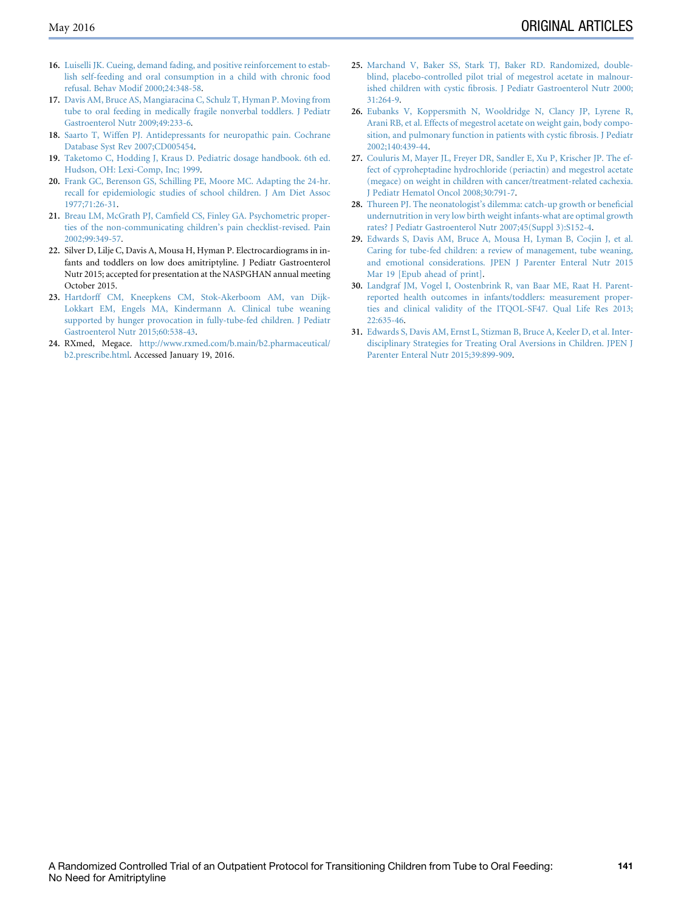16. Luiselli JK. Cueing, demand fading, and positive reinforcement to establish self-feeding and oral consumption in a child with chronic food refusal. Behav Modif 2000;24:348-58.
17. Davis AM, Bruce AS, Mangiaracina C, Schulz T, Hyman P. Moving from tube to oral feeding in medically fragile nonverbal toddlers. J Pediatr Gastroenterol Nutr 2009;49:233-6.
18. Saarto T, Wiffen PJ. Antidepressants for neuropathic pain. Cochrane Database Syst Rev 2007;CD005454.
19. Taketomo C, Hodding J, Kraus D. Pediatric dosage handbook. 6th ed. Hudson, OH: Lexi-Comp, Inc; 1999.
20. Frank GC, Berenson GS, Schilling PE, Moore MC. Adapting the 24-hr. recall for epidemiologic studies of school children. J Am Diet Assoc 1977;71:26-31.
21. Breau LM, McGrath PJ, Camfield CS, Finley GA. Psychometric properties of the non-communicating children's pain checklist-revised. Pain 2002;99:349-57.
22. Silver D, Lilje C, Davis A, Mousa H, Hyman P. Electrocardiograms in infants and toddlers on low does amitriptyline. J Pediatr Gastroenterol Nutr 2015; accepted for presentation at the NASPGHAN annual meeting October 2015.
23. Hartdorff CM, Kneepkens CM, Stok-Akerboom AM, van Dijk-Lokkart EM, Engels MA, Kindermann A. Clinical tube weaning supported by hunger provocation in fully-tube-fed children. J Pediatr Gastroenterol Nutr 2015;60:538-43.
24. RXmed, Megace. http://www.rxmed.com/b.main/b2.pharmaceutical/b2.prescribe.html. Accessed January 19, 2016.
25. Marchand V, Baker SS, Stark TJ, Baker RD. Randomized, double-blind, placebo-controlled pilot trial of megestrol acetate in malnourished children with cystic fibrosis. J Pediatr Gastroenterol Nutr 2000; 31:264-9.
26. Eubanks V, Koppersmith N, Wooldridge N, Clancy JP, Lyrene R, Arani RB, et al. Effects of megestrol acetate on weight gain, body composition, and pulmonary function in patients with cystic fibrosis. J Pediatr 2002;140:439-44.
27. Couluris M, Mayer JL, Freyer DR, Sandler E, Xu P, Krischer JP. The effect of cyproheptadine hydrochloride (periactin) and megestrol acetate (megace) on weight in children with cancer/treatment-related cachexia. J Pediatr Hematol Oncol 2008;30:791-7.
28. Thureen PJ. The neonatologist's dilemma: catch-up growth or beneficial undernutrition in very low birth weight infants-what are optimal growth rates? J Pediatr Gastroenterol Nutr 2007;45(Suppl 3):S152-4.
29. Edwards S, Davis AM, Bruce A, Mousa H, Lyman B, Cocjin J, et al. Caring for tube-fed children: a review of management, tube weaning, and emotional considerations. JPEN J Parenter Enteral Nutr 2015 Mar 19 [Epub ahead of print].
30. Landgraf JM, Vogel I, Oostenbrink R, van Baar ME, Raat H. Parent-reported health outcomes in infants/toddlers: measurement properties and clinical validity of the ITQOL-SF47. Qual Life Res 2013; 22:635-46.
31. Edwards S, Davis AM, Ernst L, Stizman B, Bruce A, Keeler D, et al. Interdisciplinary Strategies for Treating Oral Aversions in Children. JPEN J Parenter Enteral Nutr 2015;39:899-909.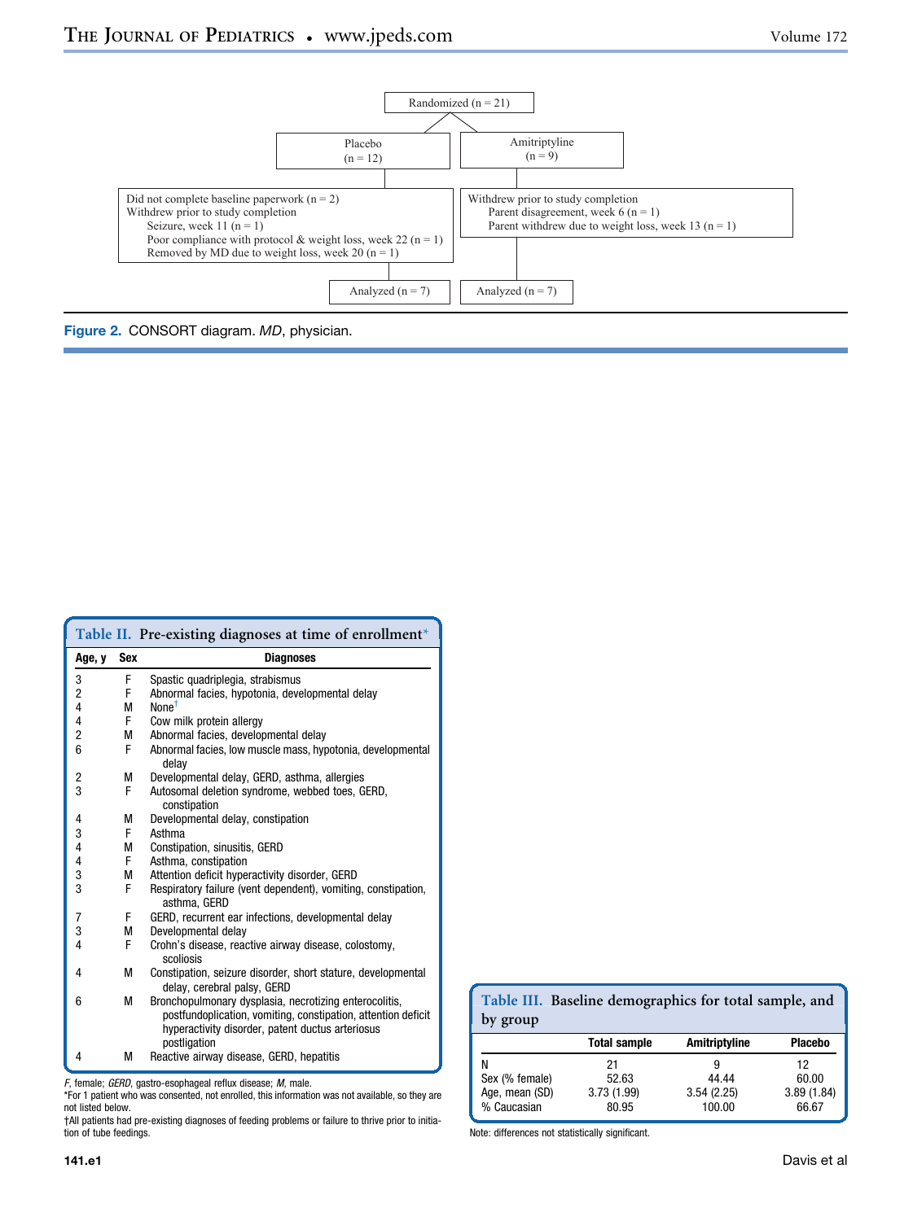Randomized (n = 21)

| Placebo (n = 12) | Amitriptyline (n = 9) |
|---|---|
| Did not complete baseline paperwork (n = 2)<br>Withdrew prior to study completion<br>Seizure, week 11 (n = 1)<br>Poor compliance with protocol & weight loss, week 22 (n = 1)<br>Removed by MD due to weight loss, week 20 (n = 1) | Withdrew prior to study completion<br>Parent disagreement, week 6 (n = 1)<br>Parent withdrew due to weight loss, week 13 (n = 1) |
| Analyzed (n = 7) | Analyzed (n = 7) |

**Figure 2.** CONSORT diagram. *MD*, physician.

**Table II. Pre-existing diagnoses at time of enrollment***

| Age, y | Sex | Diagnoses |
|---|---|---|
| 3 | F | Spastic quadriplegia, strabismus |
| 2 | F | Abnormal facies, hypotonia, developmental delay |
| 4 | M | None† |
| 4 | F | Cow milk protein allergy |
| 2 | M | Abnormal facies, developmental delay |
| 6 | F | Abnormal facies, low muscle mass, hypotonia, developmental delay |
| 2 | M | Developmental delay, GERD, asthma, allergies |
| 3 | F | Autosomal deletion syndrome, webbed toes, GERD, constipation |
| 4 | M | Developmental delay, constipation |
| 3 | F | Asthma |
| 4 | M | Constipation, sinusitis, GERD |
| 4 | F | Asthma, constipation |
| 3 | M | Attention deficit hyperactivity disorder, GERD |
| 3 | F | Respiratory failure (vent dependent), vomiting, constipation, asthma, GERD |
| 7 | F | GERD, recurrent ear infections, developmental delay |
| 3 | M | Developmental delay |
| 4 | F | Crohn's disease, reactive airway disease, colostomy, scoliosis |
| 4 | M | Constipation, seizure disorder, short stature, developmental delay, cerebral palsy, GERD |
| 6 | M | Bronchopulmonary dysplasia, necrotizing enterocolitis, postfundoplication, vomiting, constipation, attention deficit hyperactivity disorder, patent ductus arteriosus postligation |
| 4 | M | Reactive airway disease, GERD, hepatitis |

*F*, female; *GERD*, gastro-esophageal reflux disease; *M*, male.

*For 1 patient who was consented, not enrolled, this information was not available, so they are not listed below.

†All patients had pre-existing diagnoses of feeding problems or failure to thrive prior to initiation of tube feedings.

**Table III. Baseline demographics for total sample, and by group**

| | Total sample | Amitriptyline | Placebo |
|---|---|---|---|
| N | 21 | 9 | 12 |
| Sex (% female) | 52.63 | 44.44 | 60.00 |
| Age, mean (SD) | 3.73 (1.99) | 3.54 (2.25) | 3.89 (1.84) |
| % Caucasian | 80.95 | 100.00 | 66.67 |

Note: differences not statistically significant.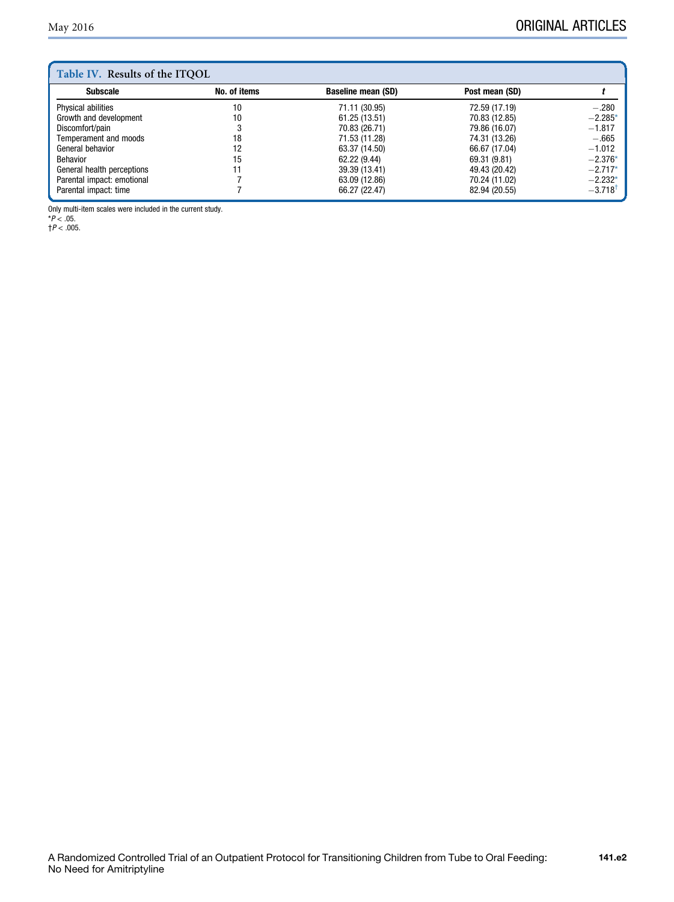**Table IV. Results of the ITQOL**

| Subscale | No. of items | Baseline mean (SD) | Post mean (SD) | *t* |
|---|---|---|---|---|
| Physical abilities | 10 | 71.11 (30.95) | 72.59 (17.19) | −.280 |
| Growth and development | 10 | 61.25 (13.51) | 70.83 (12.85) | −2.285* |
| Discomfort/pain | 3 | 70.83 (26.71) | 79.86 (16.07) | −1.817 |
| Temperament and moods | 18 | 71.53 (11.28) | 74.31 (13.26) | −.665 |
| General behavior | 12 | 63.37 (14.50) | 66.67 (17.04) | −1.012 |
| Behavior | 15 | 62.22 (9.44) | 69.31 (9.81) | −2.376* |
| General health perceptions | 11 | 39.39 (13.41) | 49.43 (20.42) | −2.717* |
| Parental impact: emotional | 7 | 63.09 (12.86) | 70.24 (11.02) | −2.232* |
| Parental impact: time | 7 | 66.27 (22.47) | 82.94 (20.55) | −3.718† |

Only multi-item scales were included in the current study.
*$P < .05$.
†$P < .005$.